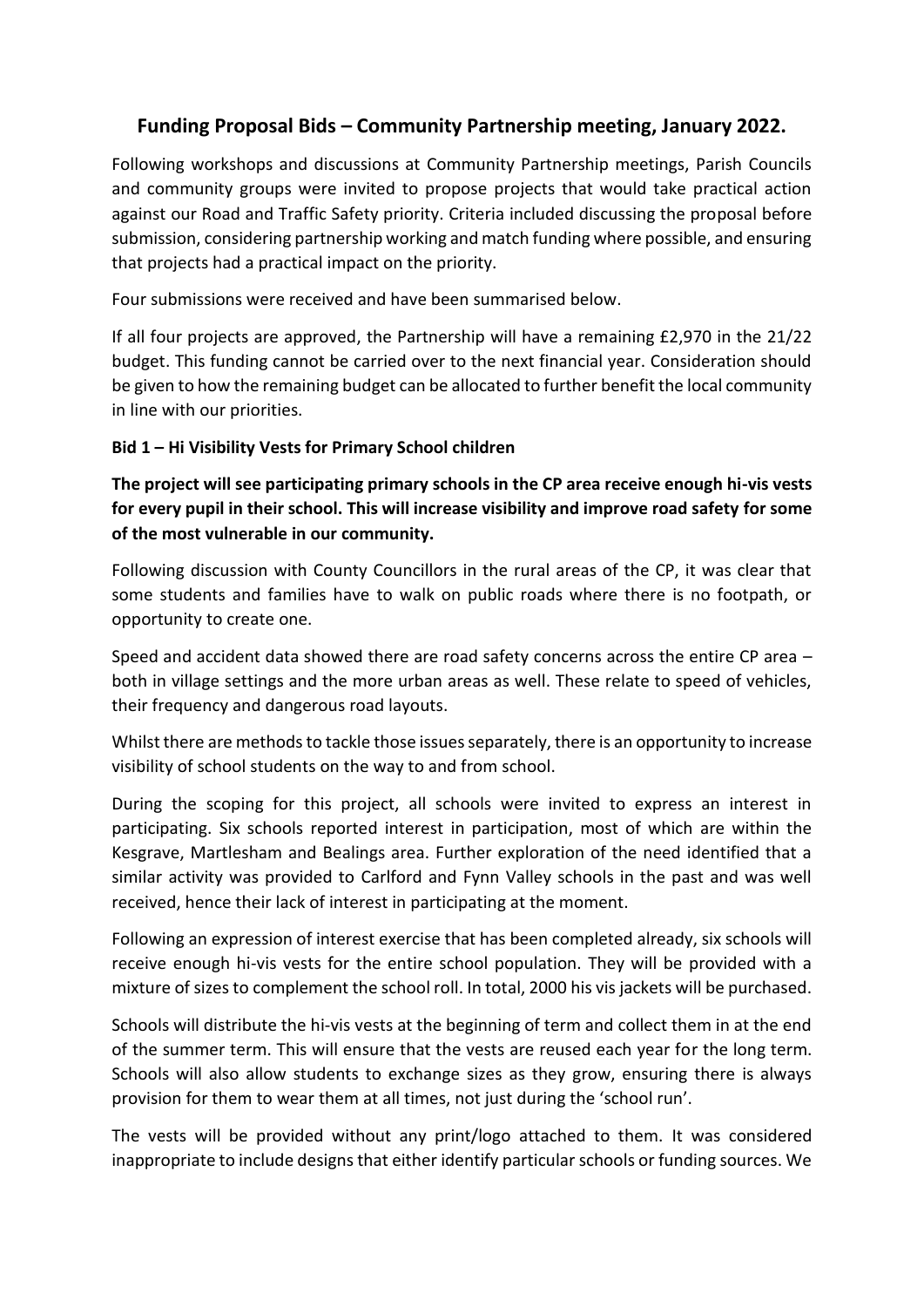## Funding Proposal Bids – Community Partnership meeting, January 2022.

Following workshops and discussions at Community Partnership meetings, Parish Councils and community groups were invited to propose projects that would take practical action against our Road and Traffic Safety priority. Criteria included discussing the proposal before submission, considering partnership working and match funding where possible, and ensuring that projects had a practical impact on the priority.

Four submissions were received and have been summarised below.

If all four projects are approved, the Partnership will have a remaining £2,970 in the 21/22 budget. This funding cannot be carried over to the next financial year. Consideration should be given to how the remaining budget can be allocated to further benefit the local community in line with our priorities.

### Bid 1 – Hi Visibility Vests for Primary School children

**The project will see participating primary schools in the CP area receive enough hi-vis vests for every pupil in their school. This will increase visibility and improve road safety for some of the most vulnerable in our community.**

Following discussion with County Councillors in the rural areas of the CP, it was clear that some students and families have to walk on public roads where there is no footpath, or opportunity to create one.

Speed and accident data showed there are road safety concerns across the entire CP area – both in village settings and the more urban areas as well. These relate to speed of vehicles, their frequency and dangerous road layouts.

Whilst there are methods to tackle those issues separately, there is an opportunity to increase visibility of school students on the way to and from school.

During the scoping for this project, all schools were invited to express an interest in participating. Six schools reported interest in participation, most of which are within the Kesgrave, Martlesham and Bealings area. Further exploration of the need identified that a similar activity was provided to Carlford and Fynn Valley schools in the past and was well received, hence their lack of interest in participating at the moment.

Following an expression of interest exercise that has been completed already, six schools will receive enough hi-vis vests for the entire school population. They will be provided with a mixture of sizes to complement the school roll. In total, 2000 his vis jackets will be purchased.

Schools will distribute the hi-vis vests at the beginning of term and collect them in at the end of the summer term. This will ensure that the vests are reused each year for the long term. Schools will also allow students to exchange sizes as they grow, ensuring there is always provision for them to wear them at all times, not just during the 'school run'.

The vests will be provided without any print/logo attached to them. It was considered inappropriate to include designs that either identify particular schools or funding sources. We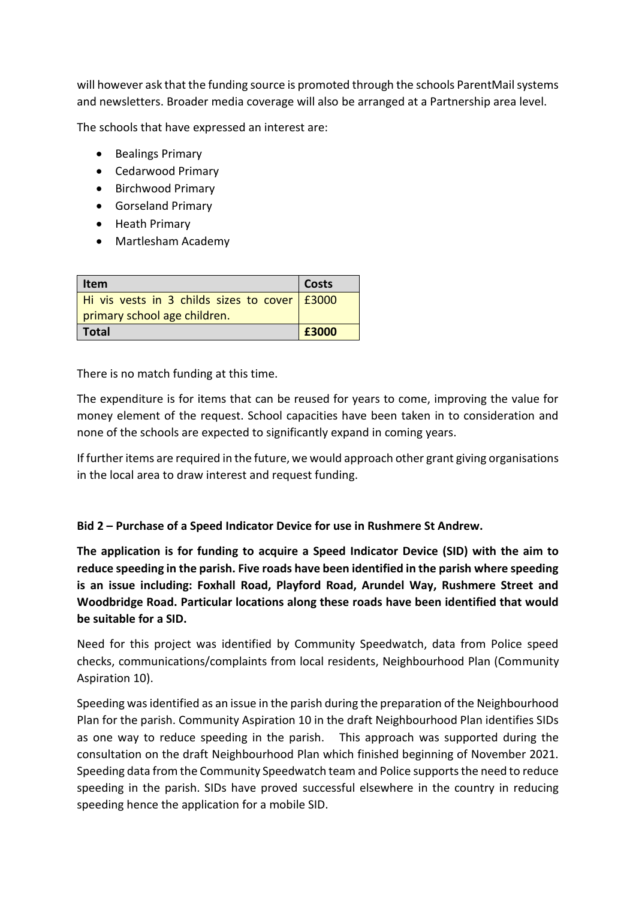will however ask that the funding source is promoted through the schools ParentMail systems and newsletters. Broader media coverage will also be arranged at a Partnership area level.

The schools that have expressed an interest are:

- Bealings Primary
- Cedarwood Primary
- Birchwood Primary
- Gorseland Primary
- Heath Primary
- Martlesham Academy

| Item | Costs |
|---|---|
| Hi vis vests in 3 childs sizes to cover primary school age children. | £3000 |
| **Total** | **£3000** |

There is no match funding at this time.

The expenditure is for items that can be reused for years to come, improving the value for money element of the request. School capacities have been taken in to consideration and none of the schools are expected to significantly expand in coming years.

If further items are required in the future, we would approach other grant giving organisations in the local area to draw interest and request funding.

**Bid 2 – Purchase of a Speed Indicator Device for use in Rushmere St Andrew.**

**The application is for funding to acquire a Speed Indicator Device (SID) with the aim to reduce speeding in the parish. Five roads have been identified in the parish where speeding is an issue including: Foxhall Road, Playford Road, Arundel Way, Rushmere Street and Woodbridge Road. Particular locations along these roads have been identified that would be suitable for a SID.**

Need for this project was identified by Community Speedwatch, data from Police speed checks, communications/complaints from local residents, Neighbourhood Plan (Community Aspiration 10).

Speeding was identified as an issue in the parish during the preparation of the Neighbourhood Plan for the parish. Community Aspiration 10 in the draft Neighbourhood Plan identifies SIDs as one way to reduce speeding in the parish. This approach was supported during the consultation on the draft Neighbourhood Plan which finished beginning of November 2021. Speeding data from the Community Speedwatch team and Police supports the need to reduce speeding in the parish. SIDs have proved successful elsewhere in the country in reducing speeding hence the application for a mobile SID.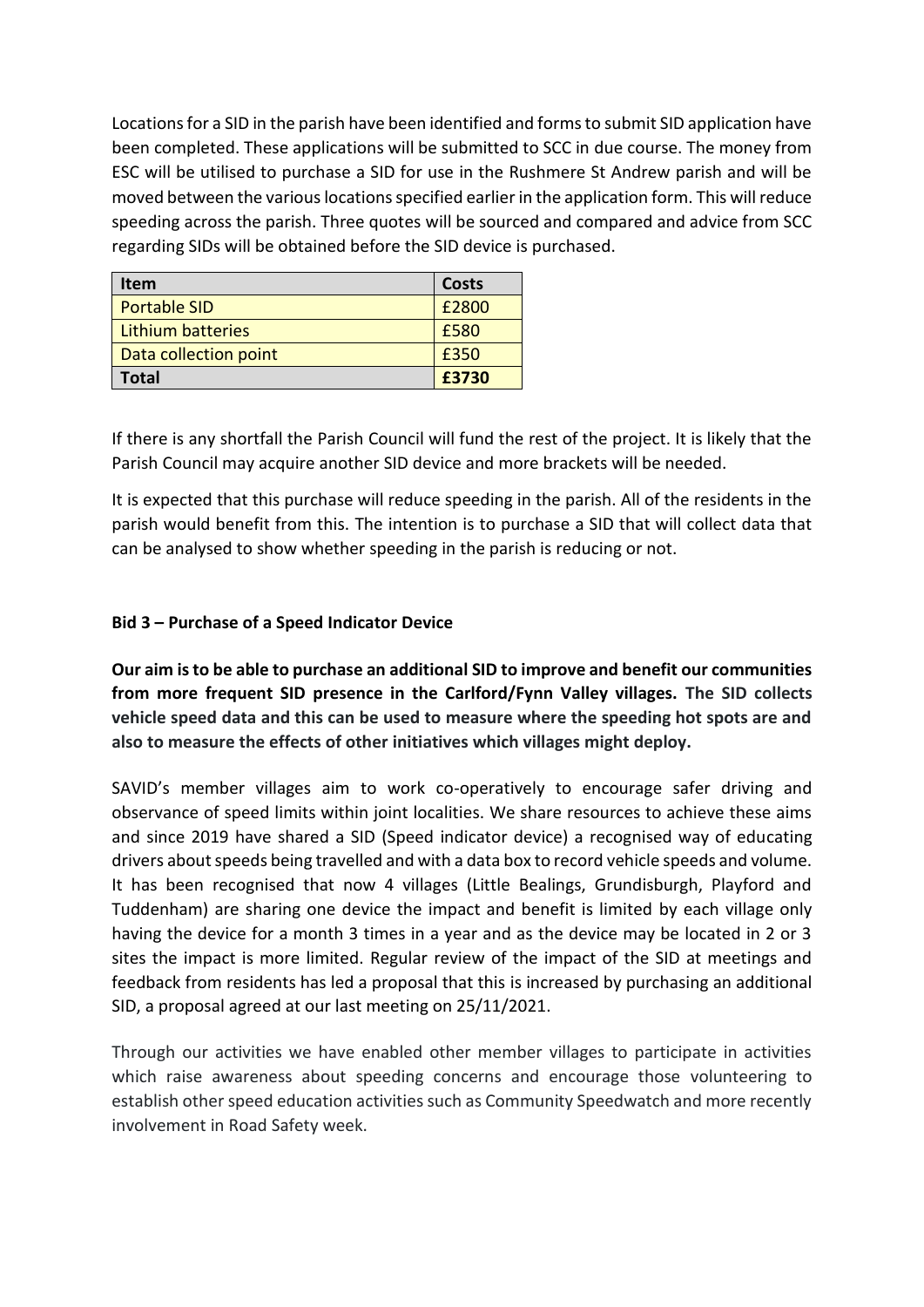Locations for a SID in the parish have been identified and forms to submit SID application have been completed. These applications will be submitted to SCC in due course. The money from ESC will be utilised to purchase a SID for use in the Rushmere St Andrew parish and will be moved between the various locations specified earlier in the application form. This will reduce speeding across the parish. Three quotes will be sourced and compared and advice from SCC regarding SIDs will be obtained before the SID device is purchased.

| Item | Costs |
|---|---|
| Portable SID | £2800 |
| Lithium batteries | £580 |
| Data collection point | £350 |
| **Total** | **£3730** |

If there is any shortfall the Parish Council will fund the rest of the project. It is likely that the Parish Council may acquire another SID device and more brackets will be needed.

It is expected that this purchase will reduce speeding in the parish. All of the residents in the parish would benefit from this. The intention is to purchase a SID that will collect data that can be analysed to show whether speeding in the parish is reducing or not.

**Bid 3 – Purchase of a Speed Indicator Device**

**Our aim is to be able to purchase an additional SID to improve and benefit our communities from more frequent SID presence in the Carlford/Fynn Valley villages. The SID collects vehicle speed data and this can be used to measure where the speeding hot spots are and also to measure the effects of other initiatives which villages might deploy.**

SAVID's member villages aim to work co-operatively to encourage safer driving and observance of speed limits within joint localities. We share resources to achieve these aims and since 2019 have shared a SID (Speed indicator device) a recognised way of educating drivers about speeds being travelled and with a data box to record vehicle speeds and volume. It has been recognised that now 4 villages (Little Bealings, Grundisburgh, Playford and Tuddenham) are sharing one device the impact and benefit is limited by each village only having the device for a month 3 times in a year and as the device may be located in 2 or 3 sites the impact is more limited. Regular review of the impact of the SID at meetings and feedback from residents has led a proposal that this is increased by purchasing an additional SID, a proposal agreed at our last meeting on 25/11/2021.

Through our activities we have enabled other member villages to participate in activities which raise awareness about speeding concerns and encourage those volunteering to establish other speed education activities such as Community Speedwatch and more recently involvement in Road Safety week.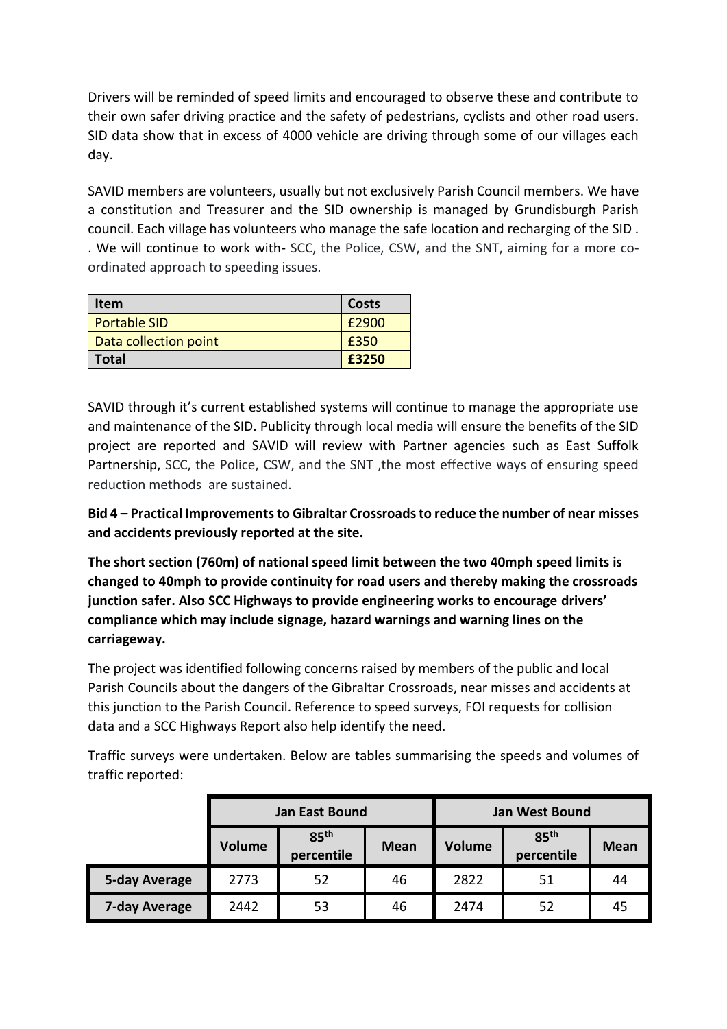Drivers will be reminded of speed limits and encouraged to observe these and contribute to their own safer driving practice and the safety of pedestrians, cyclists and other road users. SID data show that in excess of 4000 vehicle are driving through some of our villages each day.

SAVID members are volunteers, usually but not exclusively Parish Council members. We have a constitution and Treasurer and the SID ownership is managed by Grundisburgh Parish council. Each village has volunteers who manage the safe location and recharging of the SID . . We will continue to work with- SCC, the Police, CSW, and the SNT, aiming for a more co-ordinated approach to speeding issues.

| Item | Costs |
|---|---|
| Portable SID | £2900 |
| Data collection point | £350 |
| **Total** | **£3250** |

SAVID through it's current established systems will continue to manage the appropriate use and maintenance of the SID. Publicity through local media will ensure the benefits of the SID project are reported and SAVID will review with Partner agencies such as East Suffolk Partnership, SCC, the Police, CSW, and the SNT ,the most effective ways of ensuring speed reduction methods are sustained.

**Bid 4 – Practical Improvements to Gibraltar Crossroads to reduce the number of near misses and accidents previously reported at the site.**

**The short section (760m) of national speed limit between the two 40mph speed limits is changed to 40mph to provide continuity for road users and thereby making the crossroads junction safer. Also SCC Highways to provide engineering works to encourage drivers' compliance which may include signage, hazard warnings and warning lines on the carriageway.**

The project was identified following concerns raised by members of the public and local Parish Councils about the dangers of the Gibraltar Crossroads, near misses and accidents at this junction to the Parish Council. Reference to speed surveys, FOI requests for collision data and a SCC Highways Report also help identify the need.

Traffic surveys were undertaken. Below are tables summarising the speeds and volumes of traffic reported:

| | Jan East Bound | | | Jan West Bound | | |
|---|---|---|---|---|---|---|
| | Volume | 85th percentile | Mean | Volume | 85th percentile | Mean |
| **5-day Average** | 2773 | 52 | 46 | 2822 | 51 | 44 |
| **7-day Average** | 2442 | 53 | 46 | 2474 | 52 | 45 |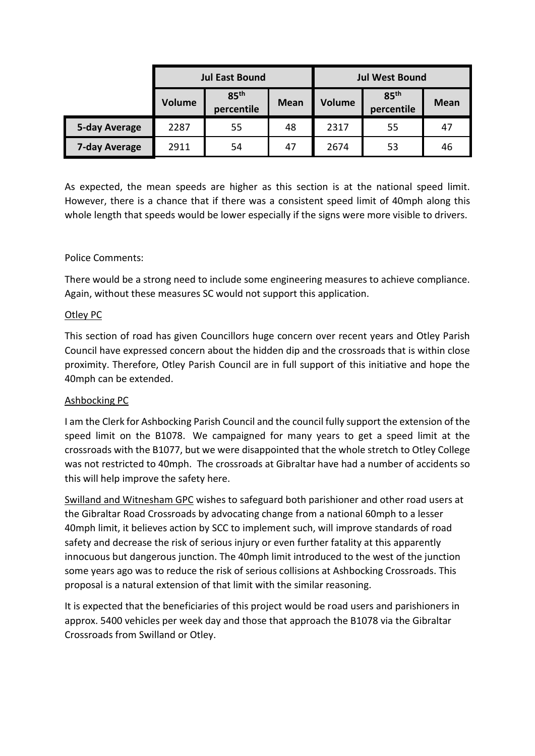| | Jul East Bound | | | Jul West Bound | | |
|---|---|---|---|---|---|---|
| | Volume | 85th percentile | Mean | Volume | 85th percentile | Mean |
| **5-day Average** | 2287 | 55 | 48 | 2317 | 55 | 47 |
| **7-day Average** | 2911 | 54 | 47 | 2674 | 53 | 46 |

As expected, the mean speeds are higher as this section is at the national speed limit. However, there is a chance that if there was a consistent speed limit of 40mph along this whole length that speeds would be lower especially if the signs were more visible to drivers.

Police Comments:

There would be a strong need to include some engineering measures to achieve compliance. Again, without these measures SC would not support this application.

Otley PC

This section of road has given Councillors huge concern over recent years and Otley Parish Council have expressed concern about the hidden dip and the crossroads that is within close proximity. Therefore, Otley Parish Council are in full support of this initiative and hope the 40mph can be extended.

Ashbocking PC

I am the Clerk for Ashbocking Parish Council and the council fully support the extension of the speed limit on the B1078. We campaigned for many years to get a speed limit at the crossroads with the B1077, but we were disappointed that the whole stretch to Otley College was not restricted to 40mph. The crossroads at Gibraltar have had a number of accidents so this will help improve the safety here.

Swilland and Witnesham GPC wishes to safeguard both parishioner and other road users at the Gibraltar Road Crossroads by advocating change from a national 60mph to a lesser 40mph limit, it believes action by SCC to implement such, will improve standards of road safety and decrease the risk of serious injury or even further fatality at this apparently innocuous but dangerous junction. The 40mph limit introduced to the west of the junction some years ago was to reduce the risk of serious collisions at Ashbocking Crossroads. This proposal is a natural extension of that limit with the similar reasoning.

It is expected that the beneficiaries of this project would be road users and parishioners in approx. 5400 vehicles per week day and those that approach the B1078 via the Gibraltar Crossroads from Swilland or Otley.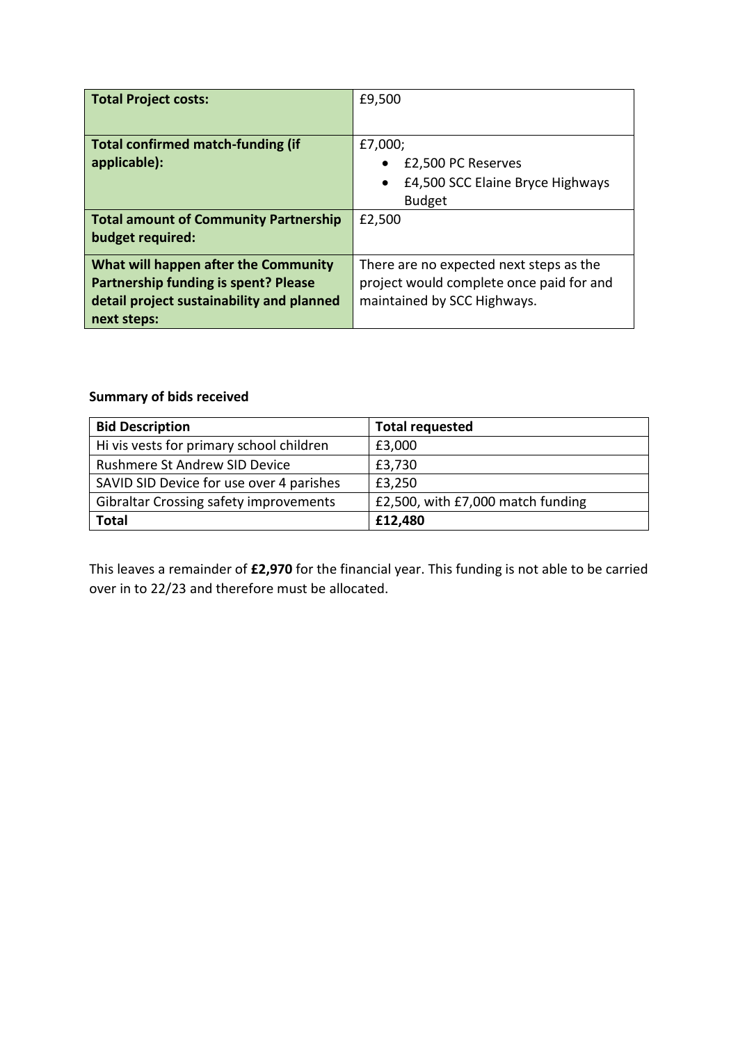| | |
|---|---|
| **Total Project costs:** | £9,500 |
| **Total confirmed match-funding (if applicable):** | £7,000;<br>• £2,500 PC Reserves<br>• £4,500 SCC Elaine Bryce Highways Budget |
| **Total amount of Community Partnership budget required:** | £2,500 |
| **What will happen after the Community Partnership funding is spent? Please detail project sustainability and planned next steps:** | There are no expected next steps as the project would complete once paid for and maintained by SCC Highways. |

**Summary of bids received**

| Bid Description | Total requested |
|---|---|
| Hi vis vests for primary school children | £3,000 |
| Rushmere St Andrew SID Device | £3,730 |
| SAVID SID Device for use over 4 parishes | £3,250 |
| Gibraltar Crossing safety improvements | £2,500, with £7,000 match funding |
| **Total** | **£12,480** |

This leaves a remainder of **£2,970** for the financial year. This funding is not able to be carried over in to 22/23 and therefore must be allocated.